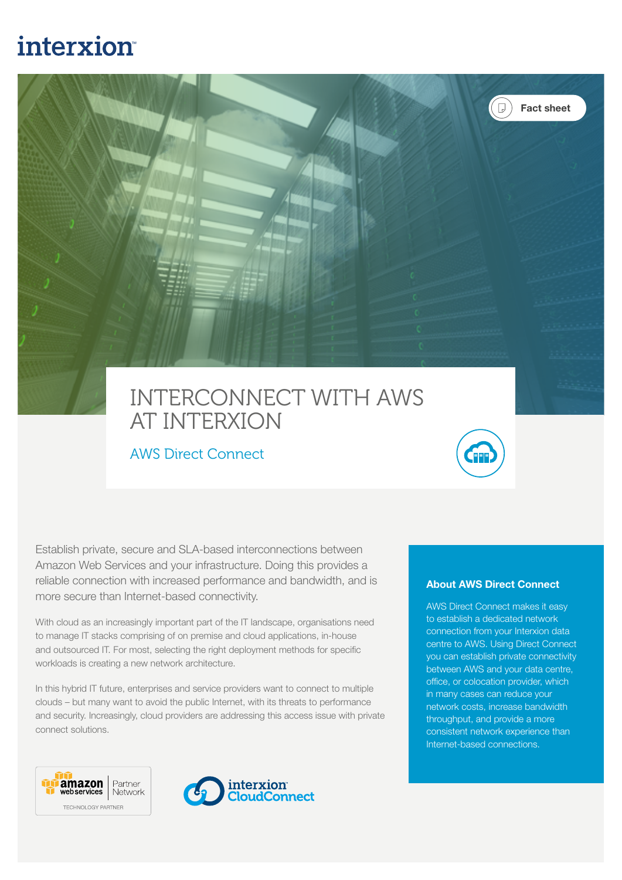interxion

Fact sheet

# INTERCONNECT WITH AWS AT INTERXION

## AWS Direct Connect

Establish private, secure and SLA-based interconnections between Amazon Web Services and your infrastructure. Doing this provides a reliable connection with increased performance and bandwidth, and is more secure than Internet-based connectivity.

With cloud as an increasingly important part of the IT landscape, organisations need to manage IT stacks comprising of on premise and cloud applications, in-house and outsourced IT. For most, selecting the right deployment methods for specific workloads is creating a new network architecture.

In this hybrid IT future, enterprises and service providers want to connect to multiple clouds – but many want to avoid the public Internet, with its threats to performance and security. Increasingly, cloud providers are addressing this access issue with private connect solutions.

### About AWS Direct Connect

AWS Direct Connect makes it easy to establish a dedicated network connection from your Interxion data centre to AWS. Using Direct Connect you can establish private connectivity between AWS and your data centre, office, or colocation provider, which in many cases can reduce your network costs, increase bandwidth throughput, and provide a more consistent network experience than Internet-based connections.

amazon web services | Partner Network
TECHNOLOGY PARTNER

interxion CloudConnect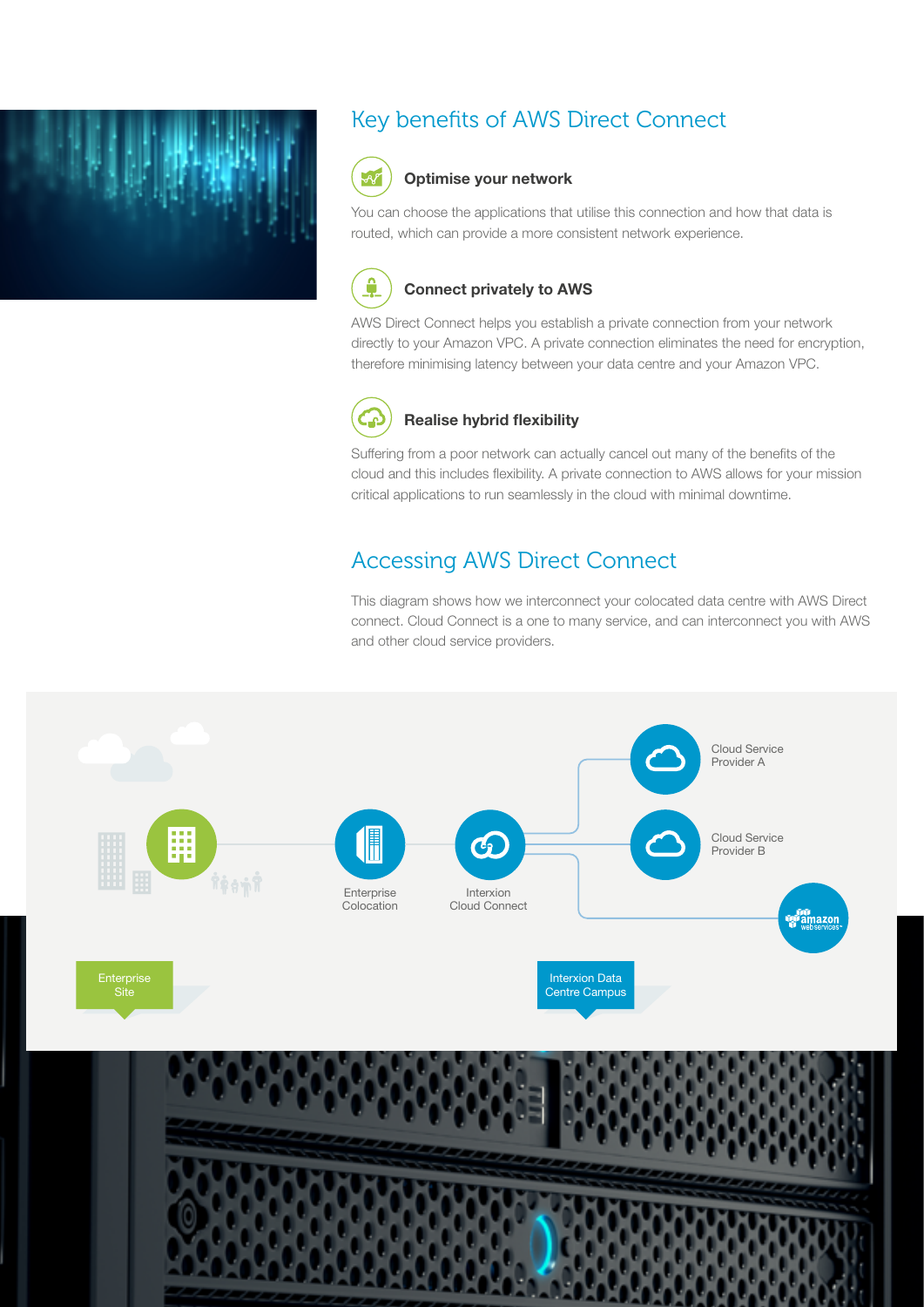## Key benefits of AWS Direct Connect

### Optimise your network

You can choose the applications that utilise this connection and how that data is routed, which can provide a more consistent network experience.

### Connect privately to AWS

AWS Direct Connect helps you establish a private connection from your network directly to your Amazon VPC. A private connection eliminates the need for encryption, therefore minimising latency between your data centre and your Amazon VPC.

### Realise hybrid flexibility

Suffering from a poor network can actually cancel out many of the benefits of the cloud and this includes flexibility. A private connection to AWS allows for your mission critical applications to run seamlessly in the cloud with minimal downtime.

## Accessing AWS Direct Connect

This diagram shows how we interconnect your colocated data centre with AWS Direct connect. Cloud Connect is a one to many service, and can interconnect you with AWS and other cloud service providers.

Cloud Service Provider A

Cloud Service Provider B

Enterprise Colocation

Interxion Cloud Connect

amazon webservices

Enterprise Site

Interxion Data Centre Campus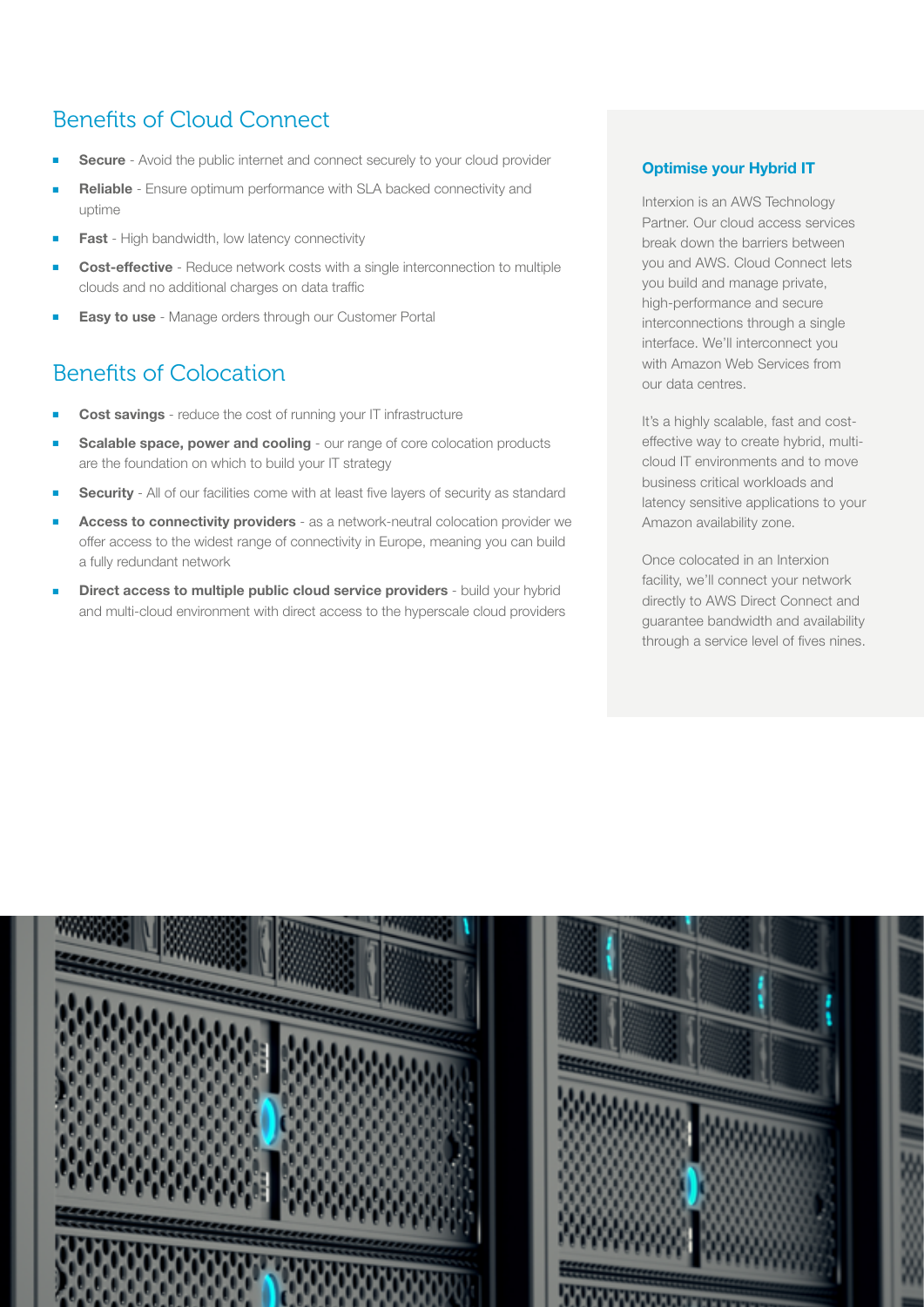## Benefits of Cloud Connect

- **Secure** - Avoid the public internet and connect securely to your cloud provider
- **Reliable** - Ensure optimum performance with SLA backed connectivity and uptime
- **Fast** - High bandwidth, low latency connectivity
- **Cost-effective** - Reduce network costs with a single interconnection to multiple clouds and no additional charges on data traffic
- **Easy to use** - Manage orders through our Customer Portal

## Benefits of Colocation

- **Cost savings** - reduce the cost of running your IT infrastructure
- **Scalable space, power and cooling** - our range of core colocation products are the foundation on which to build your IT strategy
- **Security** - All of our facilities come with at least five layers of security as standard
- **Access to connectivity providers** - as a network-neutral colocation provider we offer access to the widest range of connectivity in Europe, meaning you can build a fully redundant network
- **Direct access to multiple public cloud service providers** - build your hybrid and multi-cloud environment with direct access to the hyperscale cloud providers

### Optimise your Hybrid IT

Interxion is an AWS Technology Partner. Our cloud access services break down the barriers between you and AWS. Cloud Connect lets you build and manage private, high-performance and secure interconnections through a single interface. We'll interconnect you with Amazon Web Services from our data centres.

It's a highly scalable, fast and cost-effective way to create hybrid, multi-cloud IT environments and to move business critical workloads and latency sensitive applications to your Amazon availability zone.

Once colocated in an Interxion facility, we'll connect your network directly to AWS Direct Connect and guarantee bandwidth and availability through a service level of fives nines.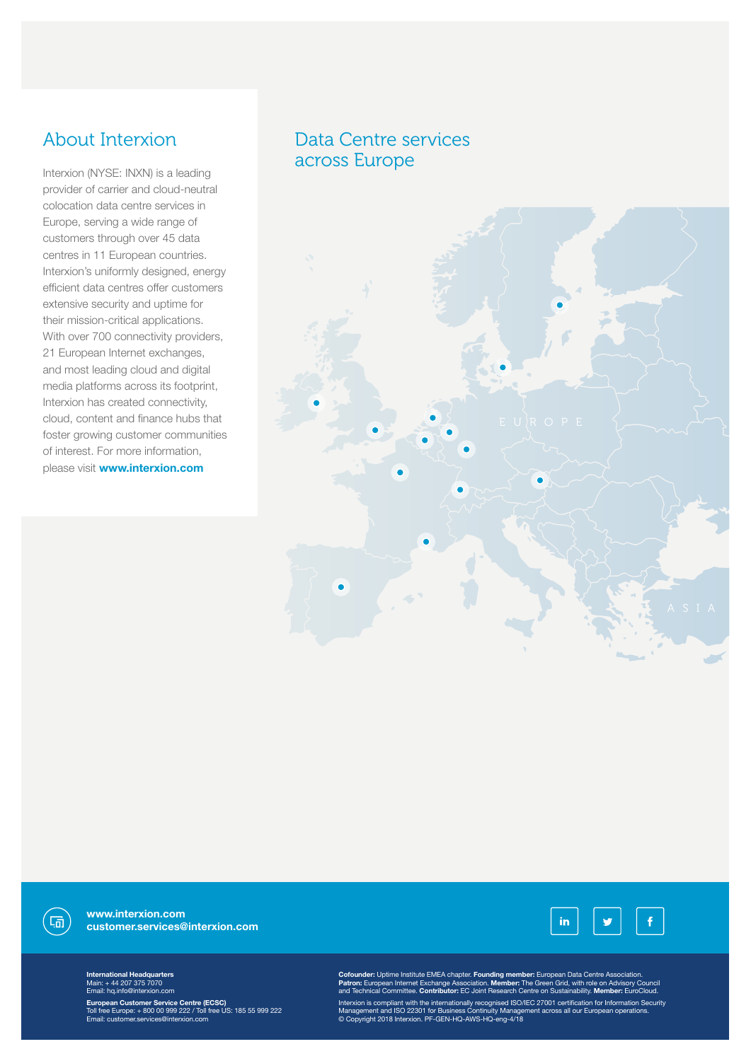## About Interxion

Interxion (NYSE: INXN) is a leading provider of carrier and cloud-neutral colocation data centre services in Europe, serving a wide range of customers through over 45 data centres in 11 European countries. Interxion's uniformly designed, energy efficient data centres offer customers extensive security and uptime for their mission-critical applications. With over 700 connectivity providers, 21 European Internet exchanges, and most leading cloud and digital media platforms across its footprint, Interxion has created connectivity, cloud, content and finance hubs that foster growing customer communities of interest. For more information, please visit **www.interxion.com**

## Data Centre services across Europe

EUROPE

ASIA

**www.interxion.com**
**customer.services@interxion.com**

**International Headquarters**
Main: + 44 207 375 7070
Email: hq.info@interxion.com

**European Customer Service Centre (ECSC)**
Toll free Europe: + 800 00 999 222 / Toll free US: 185 55 999 222
Email: customer.services@interxion.com

**Cofounder:** Uptime Institute EMEA chapter. **Founding member:** European Data Centre Association. **Patron:** European Internet Exchange Association. **Member:** The Green Grid, with role on Advisory Council and Technical Committee. **Contributor:** EC Joint Research Centre on Sustainability. **Member:** EuroCloud.

Interxion is compliant with the internationally recognised ISO/IEC 27001 certification for Information Security Management and ISO 22301 for Business Continuity Management across all our European operations.
© Copyright 2018 Interxion. PF-GEN-HQ-AWS-HQ-eng-4/18